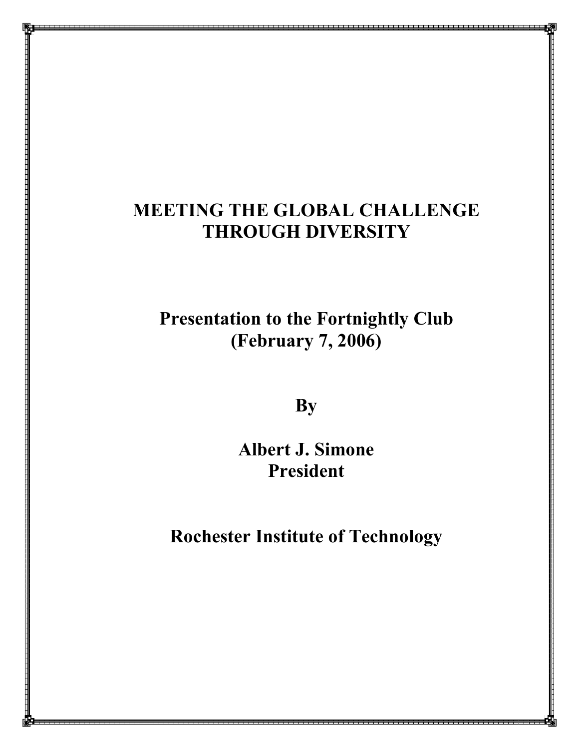# MEETING THE GLOBAL CHALLENGE THROUGH DIVERSITY

**Presentation to the Fortnightly Club**
**(February 7, 2006)**

**By**

**Albert J. Simone**
**President**

**Rochester Institute of Technology**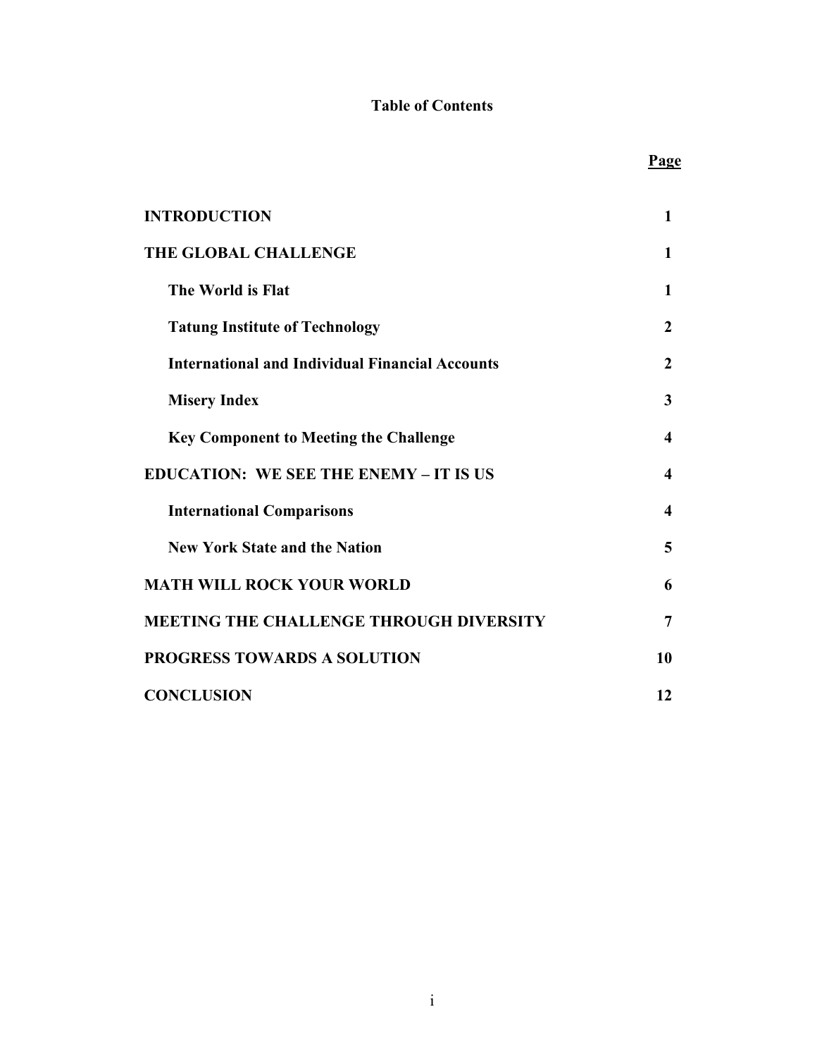# Table of Contents

| | Page |
|---|---|
| **INTRODUCTION** | **1** |
| **THE GLOBAL CHALLENGE** | **1** |
| **The World is Flat** | **1** |
| **Tatung Institute of Technology** | **2** |
| **International and Individual Financial Accounts** | **2** |
| **Misery Index** | **3** |
| **Key Component to Meeting the Challenge** | **4** |
| **EDUCATION: WE SEE THE ENEMY – IT IS US** | **4** |
| **International Comparisons** | **4** |
| **New York State and the Nation** | **5** |
| **MATH WILL ROCK YOUR WORLD** | **6** |
| **MEETING THE CHALLENGE THROUGH DIVERSITY** | **7** |
| **PROGRESS TOWARDS A SOLUTION** | **10** |
| **CONCLUSION** | **12** |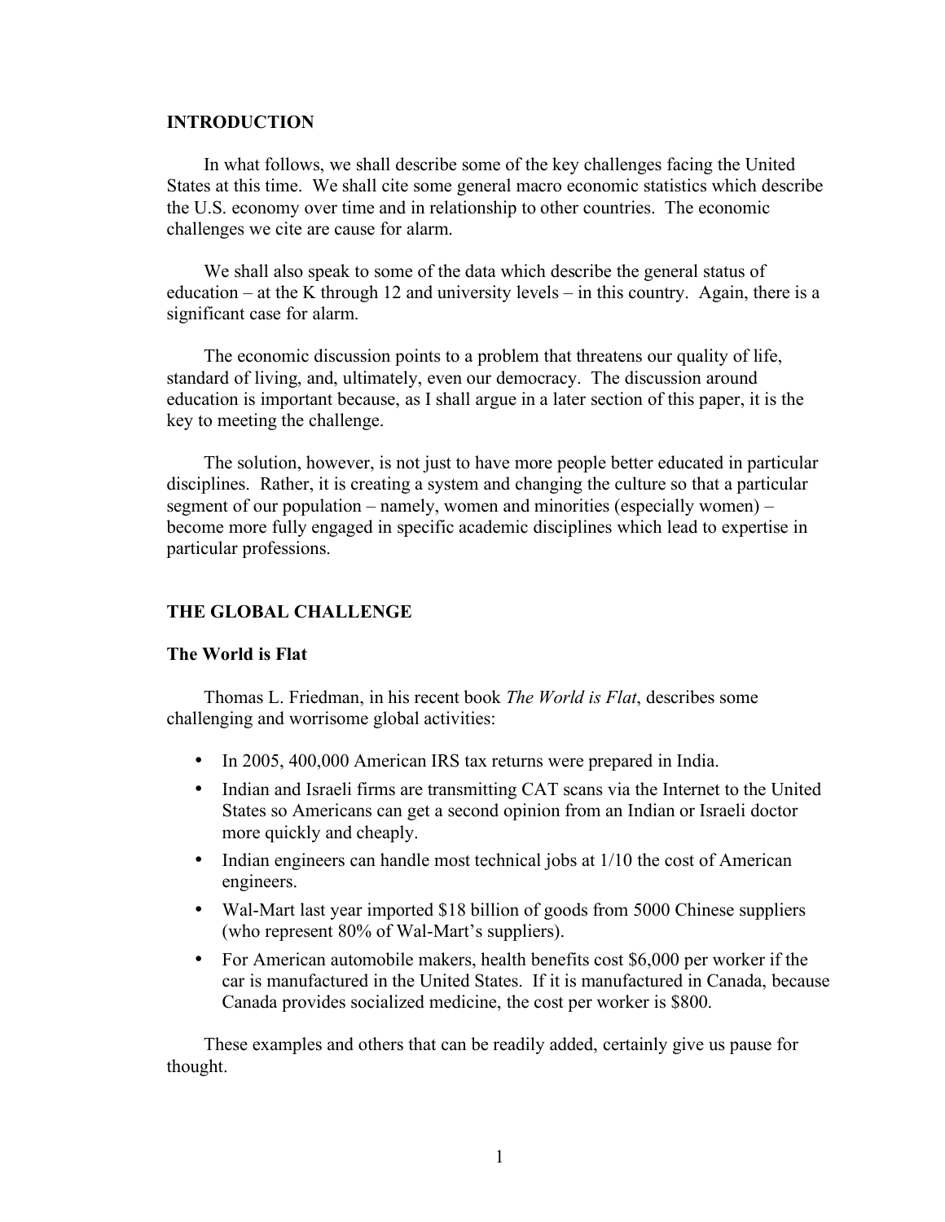## INTRODUCTION

In what follows, we shall describe some of the key challenges facing the United States at this time. We shall cite some general macro economic statistics which describe the U.S. economy over time and in relationship to other countries. The economic challenges we cite are cause for alarm.

We shall also speak to some of the data which describe the general status of education – at the K through 12 and university levels – in this country. Again, there is a significant case for alarm.

The economic discussion points to a problem that threatens our quality of life, standard of living, and, ultimately, even our democracy. The discussion around education is important because, as I shall argue in a later section of this paper, it is the key to meeting the challenge.

The solution, however, is not just to have more people better educated in particular disciplines. Rather, it is creating a system and changing the culture so that a particular segment of our population – namely, women and minorities (especially women) – become more fully engaged in specific academic disciplines which lead to expertise in particular professions.

## THE GLOBAL CHALLENGE

### The World is Flat

Thomas L. Friedman, in his recent book *The World is Flat*, describes some challenging and worrisome global activities:

- In 2005, 400,000 American IRS tax returns were prepared in India.
- Indian and Israeli firms are transmitting CAT scans via the Internet to the United States so Americans can get a second opinion from an Indian or Israeli doctor more quickly and cheaply.
- Indian engineers can handle most technical jobs at 1/10 the cost of American engineers.
- Wal-Mart last year imported $18 billion of goods from 5000 Chinese suppliers (who represent 80% of Wal-Mart's suppliers).
- For American automobile makers, health benefits cost $6,000 per worker if the car is manufactured in the United States. If it is manufactured in Canada, because Canada provides socialized medicine, the cost per worker is $800.

These examples and others that can be readily added, certainly give us pause for thought.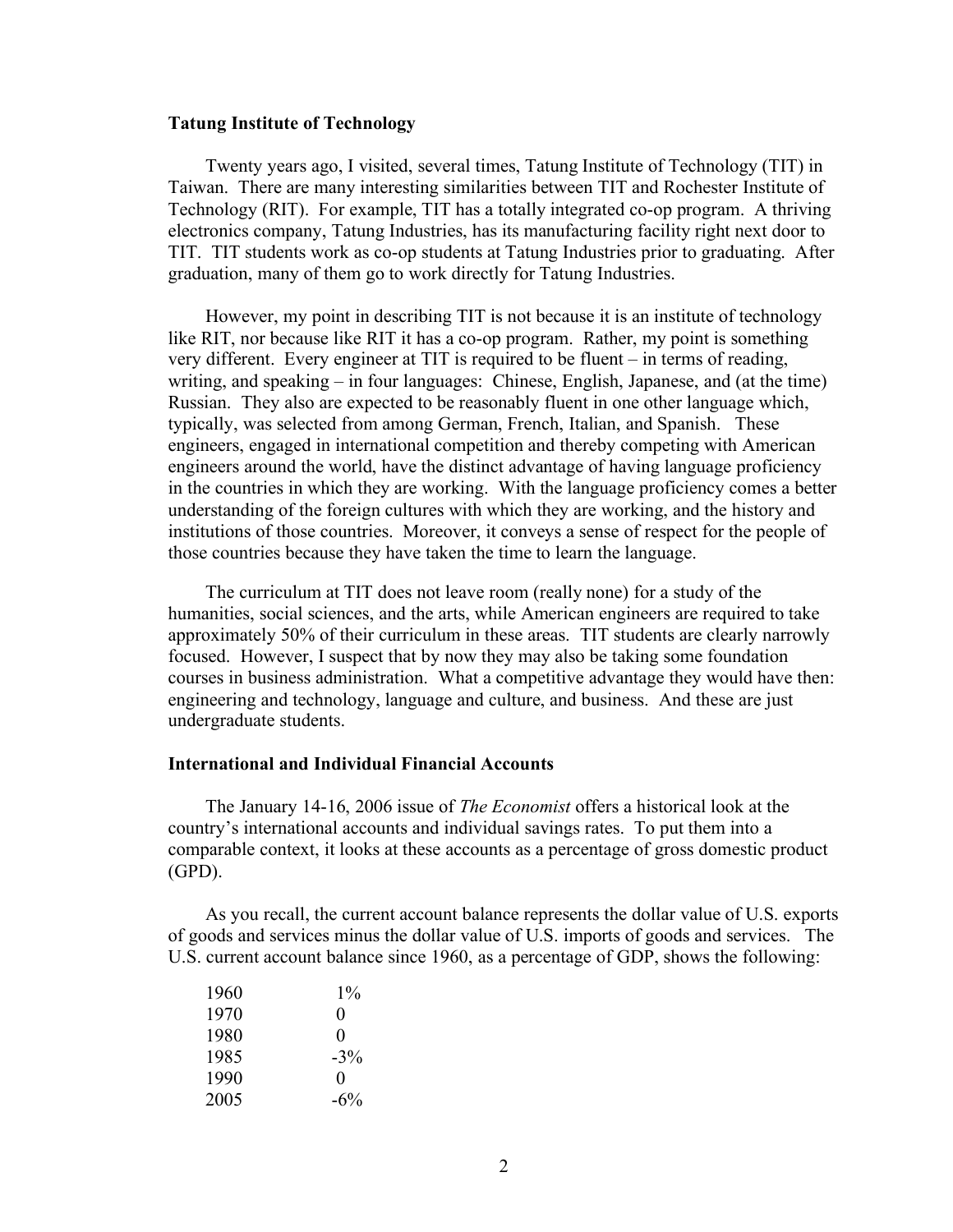### Tatung Institute of Technology

Twenty years ago, I visited, several times, Tatung Institute of Technology (TIT) in Taiwan. There are many interesting similarities between TIT and Rochester Institute of Technology (RIT). For example, TIT has a totally integrated co-op program. A thriving electronics company, Tatung Industries, has its manufacturing facility right next door to TIT. TIT students work as co-op students at Tatung Industries prior to graduating. After graduation, many of them go to work directly for Tatung Industries.

However, my point in describing TIT is not because it is an institute of technology like RIT, nor because like RIT it has a co-op program. Rather, my point is something very different. Every engineer at TIT is required to be fluent – in terms of reading, writing, and speaking – in four languages: Chinese, English, Japanese, and (at the time) Russian. They also are expected to be reasonably fluent in one other language which, typically, was selected from among German, French, Italian, and Spanish. These engineers, engaged in international competition and thereby competing with American engineers around the world, have the distinct advantage of having language proficiency in the countries in which they are working. With the language proficiency comes a better understanding of the foreign cultures with which they are working, and the history and institutions of those countries. Moreover, it conveys a sense of respect for the people of those countries because they have taken the time to learn the language.

The curriculum at TIT does not leave room (really none) for a study of the humanities, social sciences, and the arts, while American engineers are required to take approximately 50% of their curriculum in these areas. TIT students are clearly narrowly focused. However, I suspect that by now they may also be taking some foundation courses in business administration. What a competitive advantage they would have then: engineering and technology, language and culture, and business. And these are just undergraduate students.

### International and Individual Financial Accounts

The January 14-16, 2006 issue of *The Economist* offers a historical look at the country's international accounts and individual savings rates. To put them into a comparable context, it looks at these accounts as a percentage of gross domestic product (GPD).

As you recall, the current account balance represents the dollar value of U.S. exports of goods and services minus the dollar value of U.S. imports of goods and services. The U.S. current account balance since 1960, as a percentage of GDP, shows the following:

| | |
|---|---|
| 1960 | 1% |
| 1970 | 0 |
| 1980 | 0 |
| 1985 | -3% |
| 1990 | 0 |
| 2005 | -6% |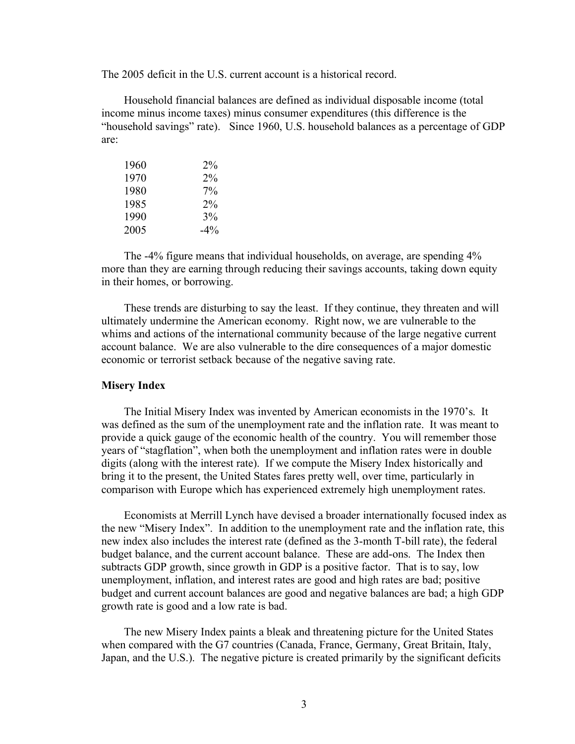The 2005 deficit in the U.S. current account is a historical record.

Household financial balances are defined as individual disposable income (total income minus income taxes) minus consumer expenditures (this difference is the "household savings" rate). Since 1960, U.S. household balances as a percentage of GDP are:

| | |
|---|---|
| 1960 | 2% |
| 1970 | 2% |
| 1980 | 7% |
| 1985 | 2% |
| 1990 | 3% |
| 2005 | -4% |

The -4% figure means that individual households, on average, are spending 4% more than they are earning through reducing their savings accounts, taking down equity in their homes, or borrowing.

These trends are disturbing to say the least. If they continue, they threaten and will ultimately undermine the American economy. Right now, we are vulnerable to the whims and actions of the international community because of the large negative current account balance. We are also vulnerable to the dire consequences of a major domestic economic or terrorist setback because of the negative saving rate.

**Misery Index**

The Initial Misery Index was invented by American economists in the 1970's. It was defined as the sum of the unemployment rate and the inflation rate. It was meant to provide a quick gauge of the economic health of the country. You will remember those years of "stagflation", when both the unemployment and inflation rates were in double digits (along with the interest rate). If we compute the Misery Index historically and bring it to the present, the United States fares pretty well, over time, particularly in comparison with Europe which has experienced extremely high unemployment rates.

Economists at Merrill Lynch have devised a broader internationally focused index as the new "Misery Index". In addition to the unemployment rate and the inflation rate, this new index also includes the interest rate (defined as the 3-month T-bill rate), the federal budget balance, and the current account balance. These are add-ons. The Index then subtracts GDP growth, since growth in GDP is a positive factor. That is to say, low unemployment, inflation, and interest rates are good and high rates are bad; positive budget and current account balances are good and negative balances are bad; a high GDP growth rate is good and a low rate is bad.

The new Misery Index paints a bleak and threatening picture for the United States when compared with the G7 countries (Canada, France, Germany, Great Britain, Italy, Japan, and the U.S.). The negative picture is created primarily by the significant deficits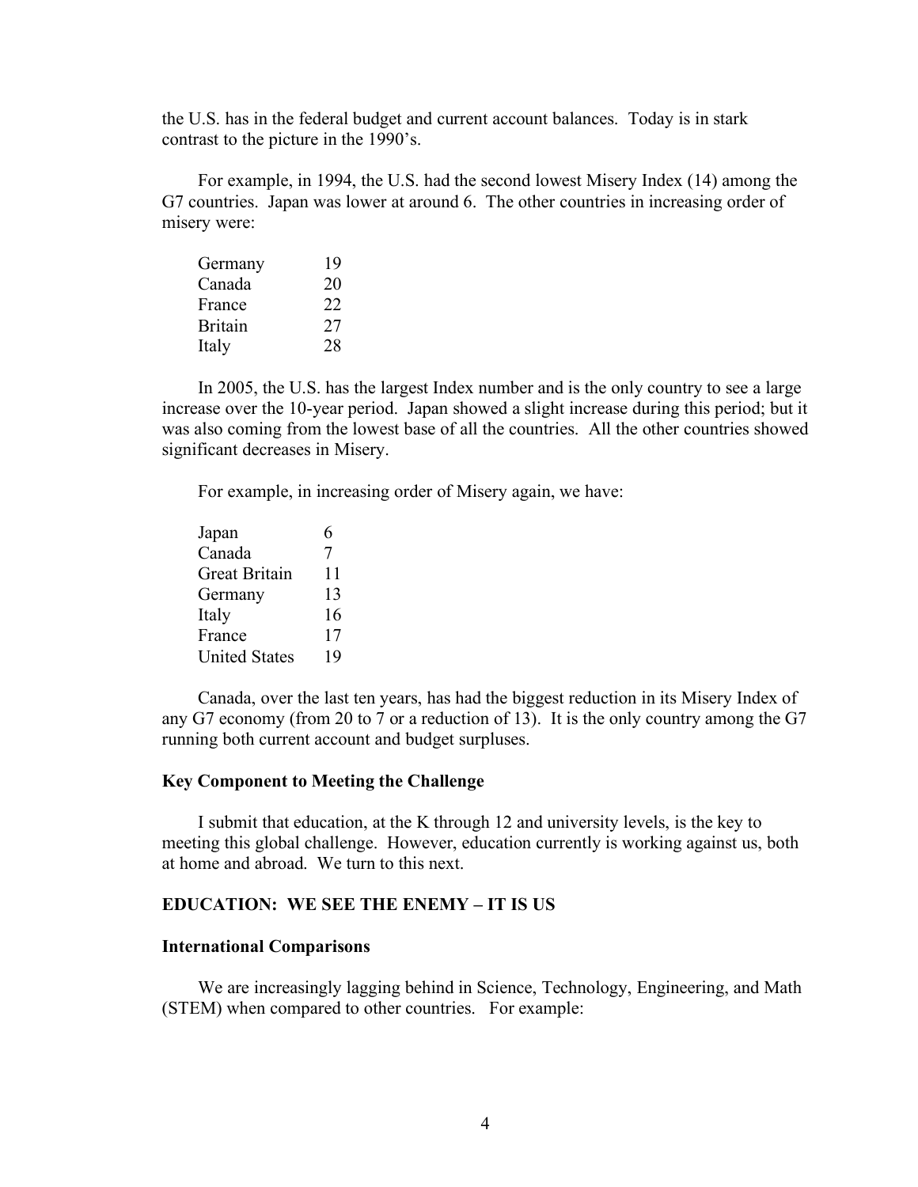the U.S. has in the federal budget and current account balances. Today is in stark contrast to the picture in the 1990's.

For example, in 1994, the U.S. had the second lowest Misery Index (14) among the G7 countries. Japan was lower at around 6. The other countries in increasing order of misery were:

| | |
|---|---|
| Germany | 19 |
| Canada | 20 |
| France | 22 |
| Britain | 27 |
| Italy | 28 |

In 2005, the U.S. has the largest Index number and is the only country to see a large increase over the 10-year period. Japan showed a slight increase during this period; but it was also coming from the lowest base of all the countries. All the other countries showed significant decreases in Misery.

For example, in increasing order of Misery again, we have:

| | |
|---|---|
| Japan | 6 |
| Canada | 7 |
| Great Britain | 11 |
| Germany | 13 |
| Italy | 16 |
| France | 17 |
| United States | 19 |

Canada, over the last ten years, has had the biggest reduction in its Misery Index of any G7 economy (from 20 to 7 or a reduction of 13). It is the only country among the G7 running both current account and budget surpluses.

### Key Component to Meeting the Challenge

I submit that education, at the K through 12 and university levels, is the key to meeting this global challenge. However, education currently is working against us, both at home and abroad. We turn to this next.

## EDUCATION: WE SEE THE ENEMY – IT IS US

### International Comparisons

We are increasingly lagging behind in Science, Technology, Engineering, and Math (STEM) when compared to other countries. For example: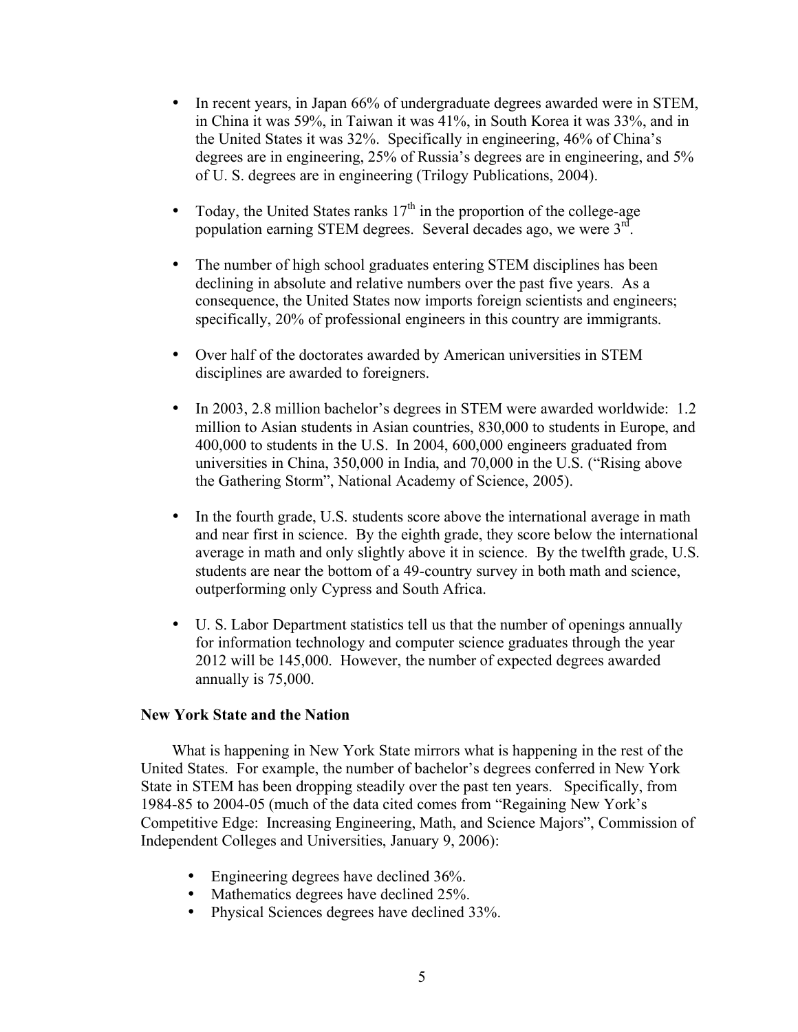- In recent years, in Japan 66% of undergraduate degrees awarded were in STEM, in China it was 59%, in Taiwan it was 41%, in South Korea it was 33%, and in the United States it was 32%. Specifically in engineering, 46% of China's degrees are in engineering, 25% of Russia's degrees are in engineering, and 5% of U. S. degrees are in engineering (Trilogy Publications, 2004).

- Today, the United States ranks 17th in the proportion of the college-age population earning STEM degrees. Several decades ago, we were 3rd.

- The number of high school graduates entering STEM disciplines has been declining in absolute and relative numbers over the past five years. As a consequence, the United States now imports foreign scientists and engineers; specifically, 20% of professional engineers in this country are immigrants.

- Over half of the doctorates awarded by American universities in STEM disciplines are awarded to foreigners.

- In 2003, 2.8 million bachelor's degrees in STEM were awarded worldwide: 1.2 million to Asian students in Asian countries, 830,000 to students in Europe, and 400,000 to students in the U.S. In 2004, 600,000 engineers graduated from universities in China, 350,000 in India, and 70,000 in the U.S. ("Rising above the Gathering Storm", National Academy of Science, 2005).

- In the fourth grade, U.S. students score above the international average in math and near first in science. By the eighth grade, they score below the international average in math and only slightly above it in science. By the twelfth grade, U.S. students are near the bottom of a 49-country survey in both math and science, outperforming only Cypress and South Africa.

- U. S. Labor Department statistics tell us that the number of openings annually for information technology and computer science graduates through the year 2012 will be 145,000. However, the number of expected degrees awarded annually is 75,000.

**New York State and the Nation**

What is happening in New York State mirrors what is happening in the rest of the United States. For example, the number of bachelor's degrees conferred in New York State in STEM has been dropping steadily over the past ten years. Specifically, from 1984-85 to 2004-05 (much of the data cited comes from "Regaining New York's Competitive Edge: Increasing Engineering, Math, and Science Majors", Commission of Independent Colleges and Universities, January 9, 2006):

- Engineering degrees have declined 36%.
- Mathematics degrees have declined 25%.
- Physical Sciences degrees have declined 33%.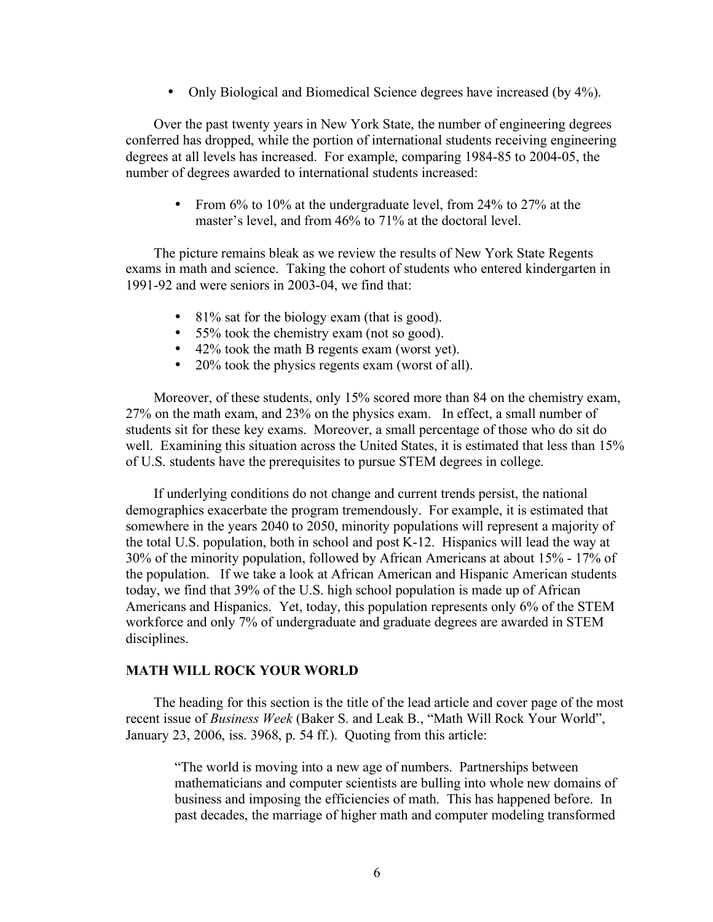- Only Biological and Biomedical Science degrees have increased (by 4%).

Over the past twenty years in New York State, the number of engineering degrees conferred has dropped, while the portion of international students receiving engineering degrees at all levels has increased. For example, comparing 1984-85 to 2004-05, the number of degrees awarded to international students increased:

- From 6% to 10% at the undergraduate level, from 24% to 27% at the master's level, and from 46% to 71% at the doctoral level.

The picture remains bleak as we review the results of New York State Regents exams in math and science. Taking the cohort of students who entered kindergarten in 1991-92 and were seniors in 2003-04, we find that:

- 81% sat for the biology exam (that is good).
- 55% took the chemistry exam (not so good).
- 42% took the math B regents exam (worst yet).
- 20% took the physics regents exam (worst of all).

Moreover, of these students, only 15% scored more than 84 on the chemistry exam, 27% on the math exam, and 23% on the physics exam. In effect, a small number of students sit for these key exams. Moreover, a small percentage of those who do sit do well. Examining this situation across the United States, it is estimated that less than 15% of U.S. students have the prerequisites to pursue STEM degrees in college.

If underlying conditions do not change and current trends persist, the national demographics exacerbate the program tremendously. For example, it is estimated that somewhere in the years 2040 to 2050, minority populations will represent a majority of the total U.S. population, both in school and post K-12. Hispanics will lead the way at 30% of the minority population, followed by African Americans at about 15% - 17% of the population. If we take a look at African American and Hispanic American students today, we find that 39% of the U.S. high school population is made up of African Americans and Hispanics. Yet, today, this population represents only 6% of the STEM workforce and only 7% of undergraduate and graduate degrees are awarded in STEM disciplines.

## MATH WILL ROCK YOUR WORLD

The heading for this section is the title of the lead article and cover page of the most recent issue of *Business Week* (Baker S. and Leak B., "Math Will Rock Your World", January 23, 2006, iss. 3968, p. 54 ff.). Quoting from this article:

> "The world is moving into a new age of numbers. Partnerships between mathematicians and computer scientists are bulling into whole new domains of business and imposing the efficiencies of math. This has happened before. In past decades, the marriage of higher math and computer modeling transformed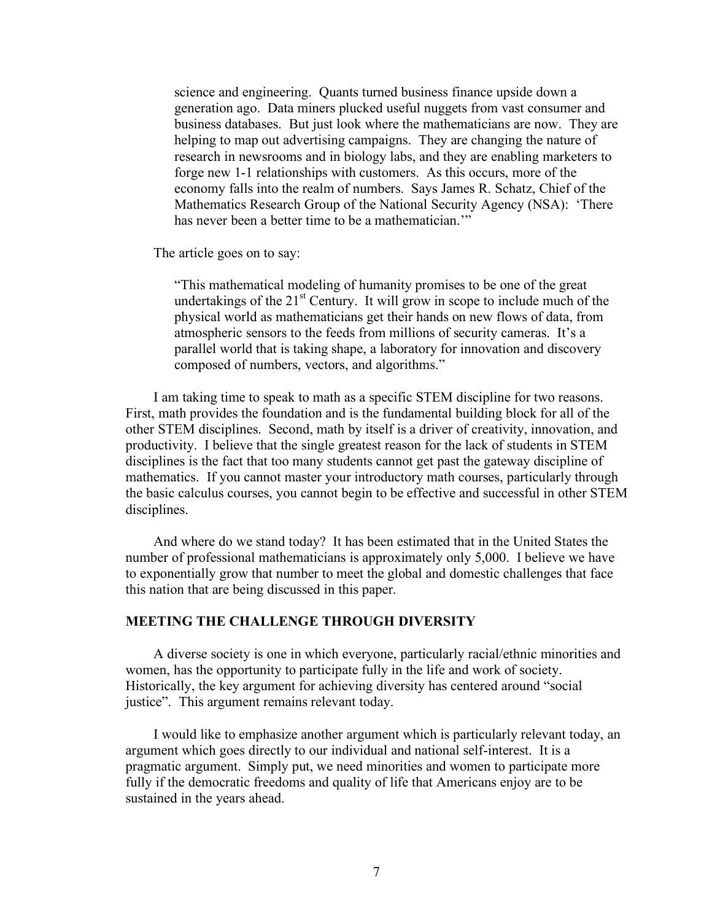> science and engineering. Quants turned business finance upside down a generation ago. Data miners plucked useful nuggets from vast consumer and business databases. But just look where the mathematicians are now. They are helping to map out advertising campaigns. They are changing the nature of research in newsrooms and in biology labs, and they are enabling marketers to forge new 1-1 relationships with customers. As this occurs, more of the economy falls into the realm of numbers. Says James R. Schatz, Chief of the Mathematics Research Group of the National Security Agency (NSA): 'There has never been a better time to be a mathematician.'"

The article goes on to say:

> "This mathematical modeling of humanity promises to be one of the great undertakings of the 21st Century. It will grow in scope to include much of the physical world as mathematicians get their hands on new flows of data, from atmospheric sensors to the feeds from millions of security cameras. It's a parallel world that is taking shape, a laboratory for innovation and discovery composed of numbers, vectors, and algorithms."

I am taking time to speak to math as a specific STEM discipline for two reasons. First, math provides the foundation and is the fundamental building block for all of the other STEM disciplines. Second, math by itself is a driver of creativity, innovation, and productivity. I believe that the single greatest reason for the lack of students in STEM disciplines is the fact that too many students cannot get past the gateway discipline of mathematics. If you cannot master your introductory math courses, particularly through the basic calculus courses, you cannot begin to be effective and successful in other STEM disciplines.

And where do we stand today? It has been estimated that in the United States the number of professional mathematicians is approximately only 5,000. I believe we have to exponentially grow that number to meet the global and domestic challenges that face this nation that are being discussed in this paper.

## MEETING THE CHALLENGE THROUGH DIVERSITY

A diverse society is one in which everyone, particularly racial/ethnic minorities and women, has the opportunity to participate fully in the life and work of society. Historically, the key argument for achieving diversity has centered around "social justice". This argument remains relevant today.

I would like to emphasize another argument which is particularly relevant today, an argument which goes directly to our individual and national self-interest. It is a pragmatic argument. Simply put, we need minorities and women to participate more fully if the democratic freedoms and quality of life that Americans enjoy are to be sustained in the years ahead.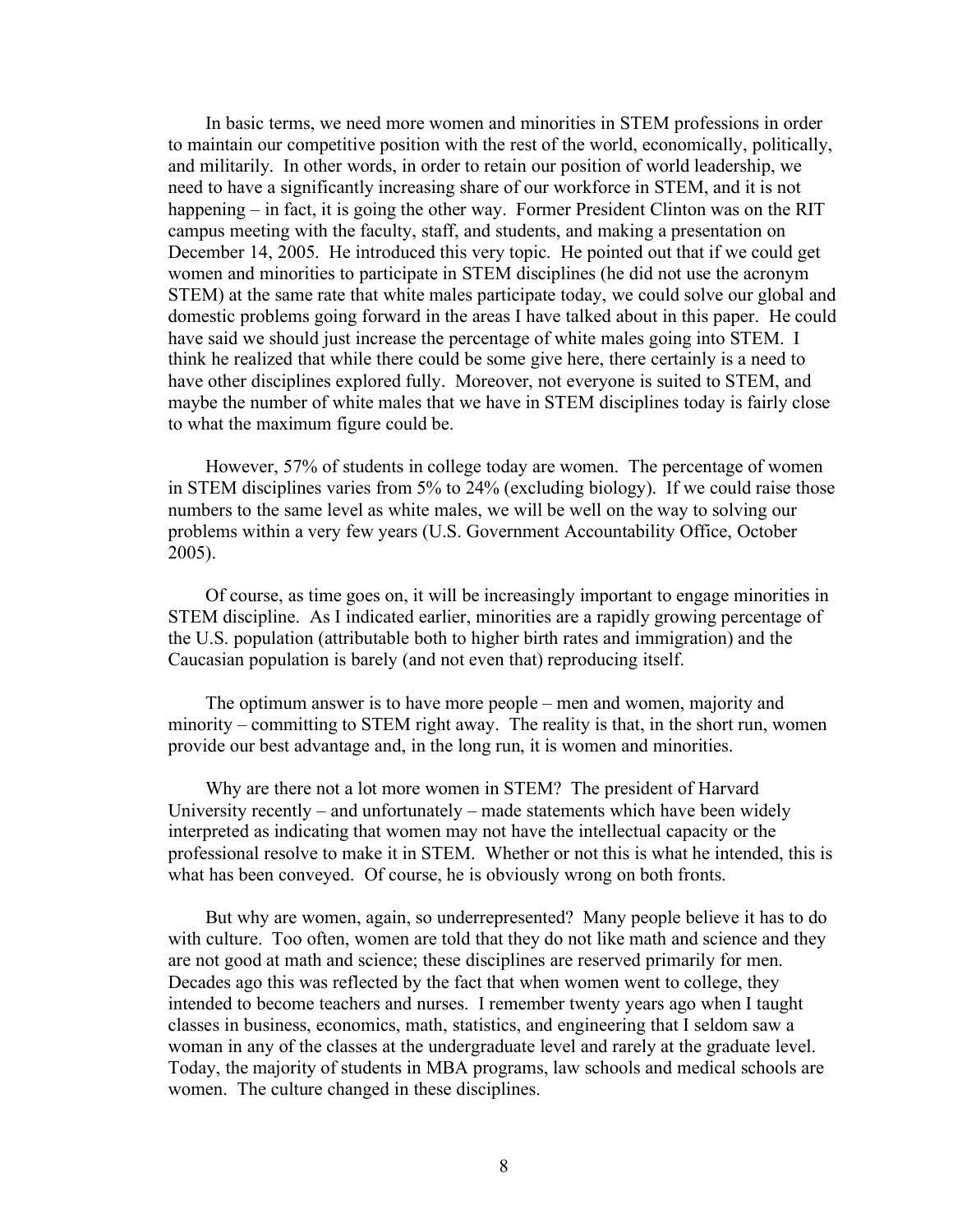In basic terms, we need more women and minorities in STEM professions in order to maintain our competitive position with the rest of the world, economically, politically, and militarily. In other words, in order to retain our position of world leadership, we need to have a significantly increasing share of our workforce in STEM, and it is not happening – in fact, it is going the other way. Former President Clinton was on the RIT campus meeting with the faculty, staff, and students, and making a presentation on December 14, 2005. He introduced this very topic. He pointed out that if we could get women and minorities to participate in STEM disciplines (he did not use the acronym STEM) at the same rate that white males participate today, we could solve our global and domestic problems going forward in the areas I have talked about in this paper. He could have said we should just increase the percentage of white males going into STEM. I think he realized that while there could be some give here, there certainly is a need to have other disciplines explored fully. Moreover, not everyone is suited to STEM, and maybe the number of white males that we have in STEM disciplines today is fairly close to what the maximum figure could be.

However, 57% of students in college today are women. The percentage of women in STEM disciplines varies from 5% to 24% (excluding biology). If we could raise those numbers to the same level as white males, we will be well on the way to solving our problems within a very few years (U.S. Government Accountability Office, October 2005).

Of course, as time goes on, it will be increasingly important to engage minorities in STEM discipline. As I indicated earlier, minorities are a rapidly growing percentage of the U.S. population (attributable both to higher birth rates and immigration) and the Caucasian population is barely (and not even that) reproducing itself.

The optimum answer is to have more people – men and women, majority and minority – committing to STEM right away. The reality is that, in the short run, women provide our best advantage and, in the long run, it is women and minorities.

Why are there not a lot more women in STEM? The president of Harvard University recently – and unfortunately – made statements which have been widely interpreted as indicating that women may not have the intellectual capacity or the professional resolve to make it in STEM. Whether or not this is what he intended, this is what has been conveyed. Of course, he is obviously wrong on both fronts.

But why are women, again, so underrepresented? Many people believe it has to do with culture. Too often, women are told that they do not like math and science and they are not good at math and science; these disciplines are reserved primarily for men. Decades ago this was reflected by the fact that when women went to college, they intended to become teachers and nurses. I remember twenty years ago when I taught classes in business, economics, math, statistics, and engineering that I seldom saw a woman in any of the classes at the undergraduate level and rarely at the graduate level. Today, the majority of students in MBA programs, law schools and medical schools are women. The culture changed in these disciplines.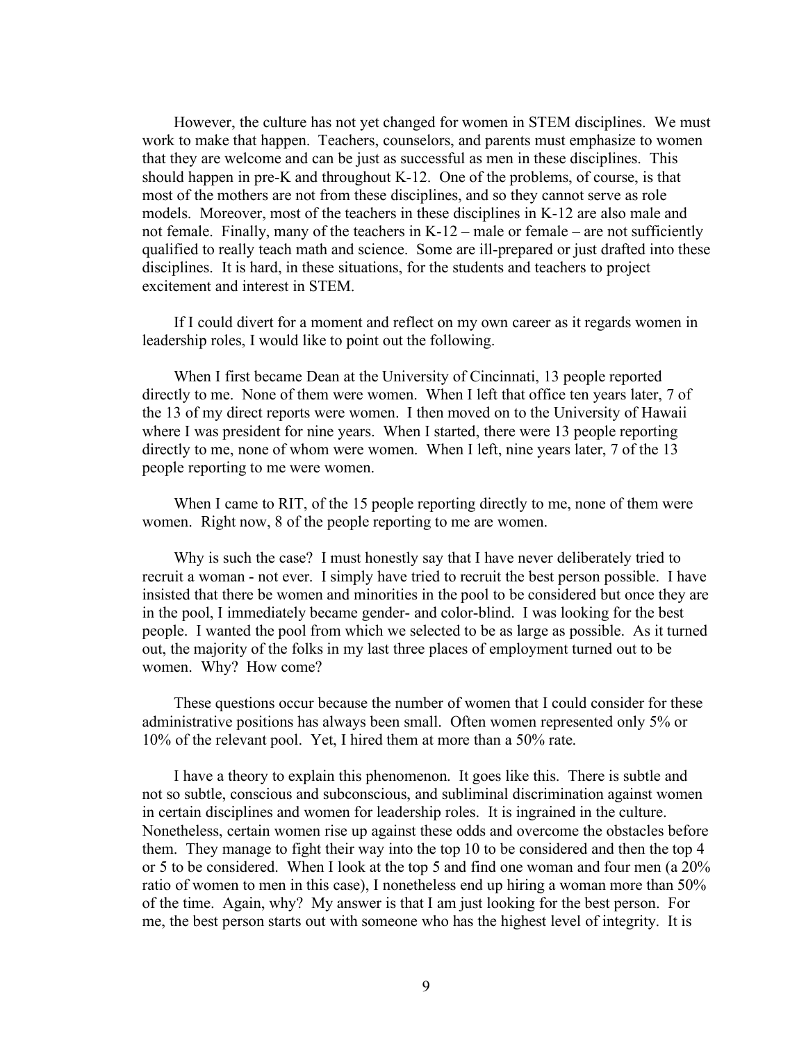However, the culture has not yet changed for women in STEM disciplines. We must work to make that happen. Teachers, counselors, and parents must emphasize to women that they are welcome and can be just as successful as men in these disciplines. This should happen in pre-K and throughout K-12. One of the problems, of course, is that most of the mothers are not from these disciplines, and so they cannot serve as role models. Moreover, most of the teachers in these disciplines in K-12 are also male and not female. Finally, many of the teachers in K-12 – male or female – are not sufficiently qualified to really teach math and science. Some are ill-prepared or just drafted into these disciplines. It is hard, in these situations, for the students and teachers to project excitement and interest in STEM.

If I could divert for a moment and reflect on my own career as it regards women in leadership roles, I would like to point out the following.

When I first became Dean at the University of Cincinnati, 13 people reported directly to me. None of them were women. When I left that office ten years later, 7 of the 13 of my direct reports were women. I then moved on to the University of Hawaii where I was president for nine years. When I started, there were 13 people reporting directly to me, none of whom were women. When I left, nine years later, 7 of the 13 people reporting to me were women.

When I came to RIT, of the 15 people reporting directly to me, none of them were women. Right now, 8 of the people reporting to me are women.

Why is such the case? I must honestly say that I have never deliberately tried to recruit a woman - not ever. I simply have tried to recruit the best person possible. I have insisted that there be women and minorities in the pool to be considered but once they are in the pool, I immediately became gender- and color-blind. I was looking for the best people. I wanted the pool from which we selected to be as large as possible. As it turned out, the majority of the folks in my last three places of employment turned out to be women. Why? How come?

These questions occur because the number of women that I could consider for these administrative positions has always been small. Often women represented only 5% or 10% of the relevant pool. Yet, I hired them at more than a 50% rate.

I have a theory to explain this phenomenon. It goes like this. There is subtle and not so subtle, conscious and subconscious, and subliminal discrimination against women in certain disciplines and women for leadership roles. It is ingrained in the culture. Nonetheless, certain women rise up against these odds and overcome the obstacles before them. They manage to fight their way into the top 10 to be considered and then the top 4 or 5 to be considered. When I look at the top 5 and find one woman and four men (a 20% ratio of women to men in this case), I nonetheless end up hiring a woman more than 50% of the time. Again, why? My answer is that I am just looking for the best person. For me, the best person starts out with someone who has the highest level of integrity. It is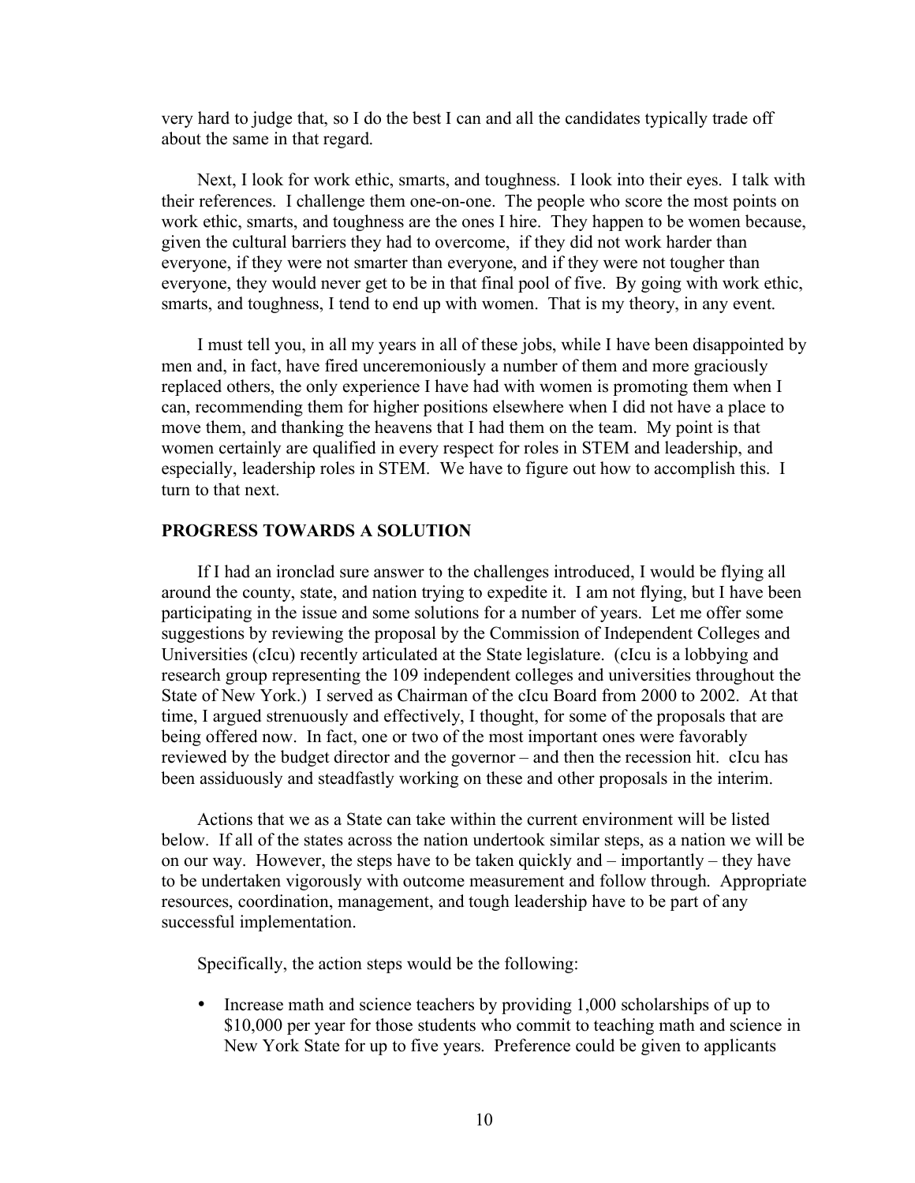very hard to judge that, so I do the best I can and all the candidates typically trade off about the same in that regard.

Next, I look for work ethic, smarts, and toughness. I look into their eyes. I talk with their references. I challenge them one-on-one. The people who score the most points on work ethic, smarts, and toughness are the ones I hire. They happen to be women because, given the cultural barriers they had to overcome, if they did not work harder than everyone, if they were not smarter than everyone, and if they were not tougher than everyone, they would never get to be in that final pool of five. By going with work ethic, smarts, and toughness, I tend to end up with women. That is my theory, in any event.

I must tell you, in all my years in all of these jobs, while I have been disappointed by men and, in fact, have fired unceremoniously a number of them and more graciously replaced others, the only experience I have had with women is promoting them when I can, recommending them for higher positions elsewhere when I did not have a place to move them, and thanking the heavens that I had them on the team. My point is that women certainly are qualified in every respect for roles in STEM and leadership, and especially, leadership roles in STEM. We have to figure out how to accomplish this. I turn to that next.

## PROGRESS TOWARDS A SOLUTION

If I had an ironclad sure answer to the challenges introduced, I would be flying all around the county, state, and nation trying to expedite it. I am not flying, but I have been participating in the issue and some solutions for a number of years. Let me offer some suggestions by reviewing the proposal by the Commission of Independent Colleges and Universities (cIcu) recently articulated at the State legislature. (cIcu is a lobbying and research group representing the 109 independent colleges and universities throughout the State of New York.) I served as Chairman of the cIcu Board from 2000 to 2002. At that time, I argued strenuously and effectively, I thought, for some of the proposals that are being offered now. In fact, one or two of the most important ones were favorably reviewed by the budget director and the governor – and then the recession hit. cIcu has been assiduously and steadfastly working on these and other proposals in the interim.

Actions that we as a State can take within the current environment will be listed below. If all of the states across the nation undertook similar steps, as a nation we will be on our way. However, the steps have to be taken quickly and – importantly – they have to be undertaken vigorously with outcome measurement and follow through. Appropriate resources, coordination, management, and tough leadership have to be part of any successful implementation.

Specifically, the action steps would be the following:

- Increase math and science teachers by providing 1,000 scholarships of up to $10,000 per year for those students who commit to teaching math and science in New York State for up to five years. Preference could be given to applicants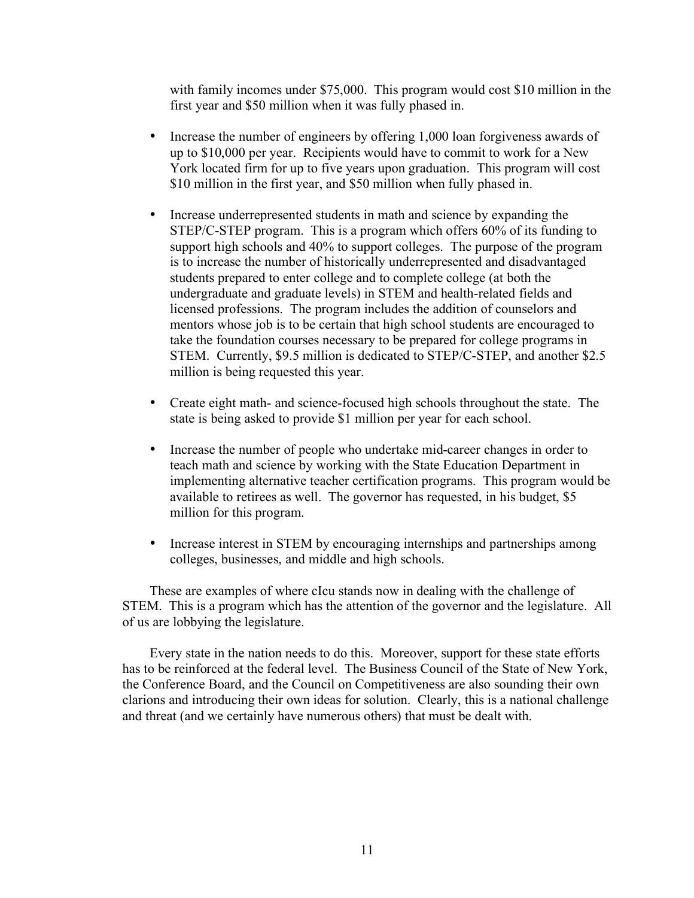with family incomes under $75,000. This program would cost $10 million in the first year and $50 million when it was fully phased in.

- Increase the number of engineers by offering 1,000 loan forgiveness awards of up to $10,000 per year. Recipients would have to commit to work for a New York located firm for up to five years upon graduation. This program will cost $10 million in the first year, and $50 million when fully phased in.

- Increase underrepresented students in math and science by expanding the STEP/C-STEP program. This is a program which offers 60% of its funding to support high schools and 40% to support colleges. The purpose of the program is to increase the number of historically underrepresented and disadvantaged students prepared to enter college and to complete college (at both the undergraduate and graduate levels) in STEM and health-related fields and licensed professions. The program includes the addition of counselors and mentors whose job is to be certain that high school students are encouraged to take the foundation courses necessary to be prepared for college programs in STEM. Currently, $9.5 million is dedicated to STEP/C-STEP, and another $2.5 million is being requested this year.

- Create eight math- and science-focused high schools throughout the state. The state is being asked to provide $1 million per year for each school.

- Increase the number of people who undertake mid-career changes in order to teach math and science by working with the State Education Department in implementing alternative teacher certification programs. This program would be available to retirees as well. The governor has requested, in his budget, $5 million for this program.

- Increase interest in STEM by encouraging internships and partnerships among colleges, businesses, and middle and high schools.

These are examples of where cIcu stands now in dealing with the challenge of STEM. This is a program which has the attention of the governor and the legislature. All of us are lobbying the legislature.

Every state in the nation needs to do this. Moreover, support for these state efforts has to be reinforced at the federal level. The Business Council of the State of New York, the Conference Board, and the Council on Competitiveness are also sounding their own clarions and introducing their own ideas for solution. Clearly, this is a national challenge and threat (and we certainly have numerous others) that must be dealt with.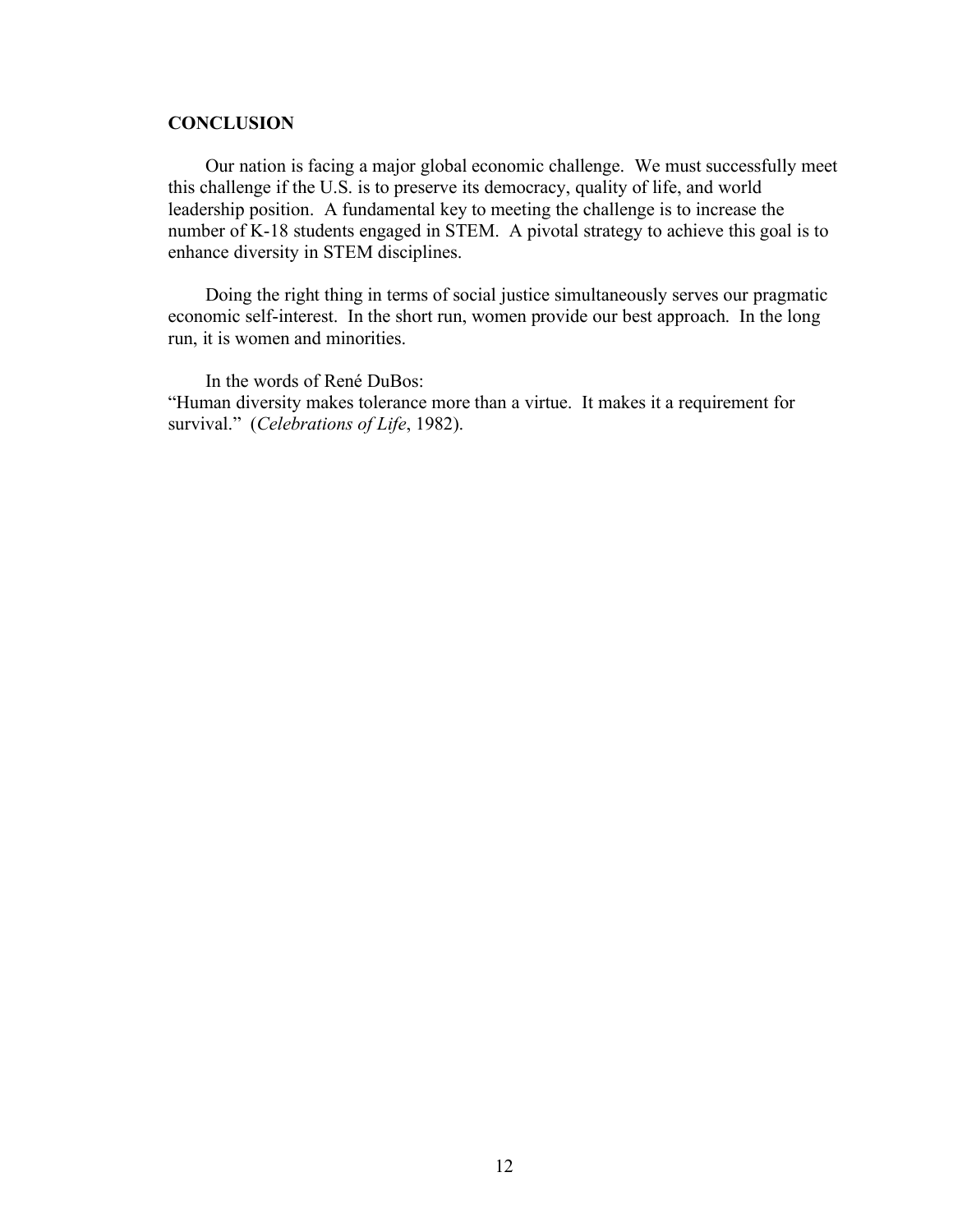## CONCLUSION

Our nation is facing a major global economic challenge. We must successfully meet this challenge if the U.S. is to preserve its democracy, quality of life, and world leadership position. A fundamental key to meeting the challenge is to increase the number of K-18 students engaged in STEM. A pivotal strategy to achieve this goal is to enhance diversity in STEM disciplines.

Doing the right thing in terms of social justice simultaneously serves our pragmatic economic self-interest. In the short run, women provide our best approach. In the long run, it is women and minorities.

In the words of René DuBos:
"Human diversity makes tolerance more than a virtue. It makes it a requirement for survival." (*Celebrations of Life*, 1982).